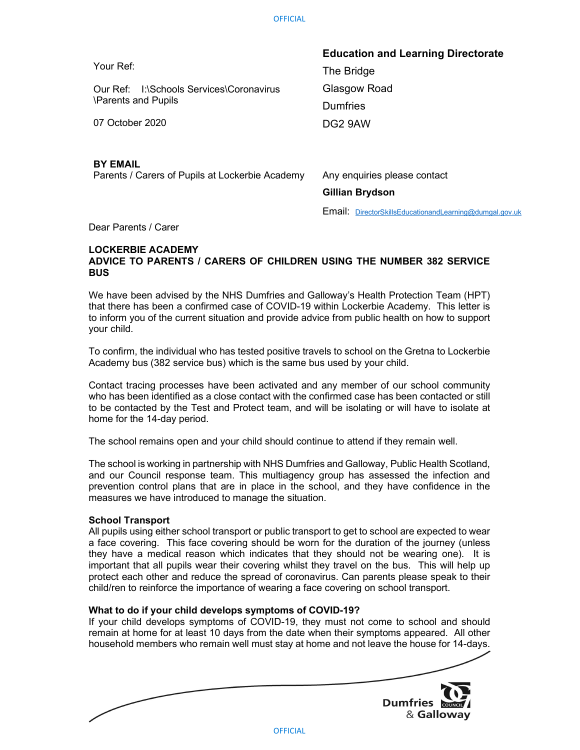Your Ref:

Our Ref: I:\Schools Services\Coronavirus \Parents and Pupils

07 October 2020

**Education and Learning Directorate**

The Bridge
Glasgow Road
Dumfries
DG2 9AW

**BY EMAIL**
Parents / Carers of Pupils at Lockerbie Academy

Any enquiries please contact
**Gillian Brydson**
Email: DirectorSkillsEducationandLearning@dumgal.gov.uk

Dear Parents / Carer

**LOCKERBIE ACADEMY**
**ADVICE TO PARENTS / CARERS OF CHILDREN USING THE NUMBER 382 SERVICE BUS**

We have been advised by the NHS Dumfries and Galloway's Health Protection Team (HPT) that there has been a confirmed case of COVID-19 within Lockerbie Academy. This letter is to inform you of the current situation and provide advice from public health on how to support your child.

To confirm, the individual who has tested positive travels to school on the Gretna to Lockerbie Academy bus (382 service bus) which is the same bus used by your child.

Contact tracing processes have been activated and any member of our school community who has been identified as a close contact with the confirmed case has been contacted or still to be contacted by the Test and Protect team, and will be isolating or will have to isolate at home for the 14-day period.

The school remains open and your child should continue to attend if they remain well.

The school is working in partnership with NHS Dumfries and Galloway, Public Health Scotland, and our Council response team. This multiagency group has assessed the infection and prevention control plans that are in place in the school, and they have confidence in the measures we have introduced to manage the situation.

**School Transport**
All pupils using either school transport or public transport to get to school are expected to wear a face covering. This face covering should be worn for the duration of the journey (unless they have a medical reason which indicates that they should not be wearing one). It is important that all pupils wear their covering whilst they travel on the bus. This will help up protect each other and reduce the spread of coronavirus. Can parents please speak to their child/ren to reinforce the importance of wearing a face covering on school transport.

**What to do if your child develops symptoms of COVID-19?**
If your child develops symptoms of COVID-19, they must not come to school and should remain at home for at least 10 days from the date when their symptoms appeared. All other household members who remain well must stay at home and not leave the house for 14-days.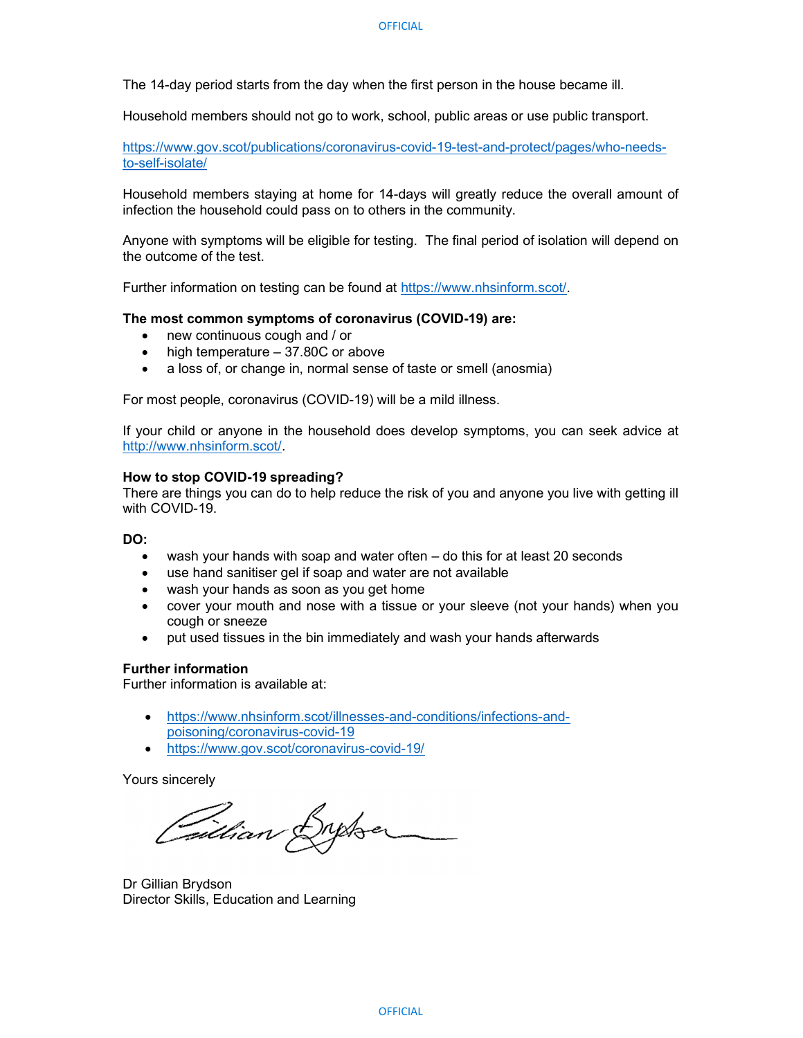The 14-day period starts from the day when the first person in the house became ill.

Household members should not go to work, school, public areas or use public transport.

https://www.gov.scot/publications/coronavirus-covid-19-test-and-protect/pages/who-needs-to-self-isolate/

Household members staying at home for 14-days will greatly reduce the overall amount of infection the household could pass on to others in the community.

Anyone with symptoms will be eligible for testing. The final period of isolation will depend on the outcome of the test.

Further information on testing can be found at https://www.nhsinform.scot/.

**The most common symptoms of coronavirus (COVID-19) are:**

- new continuous cough and / or
- high temperature – 37.80C or above
- a loss of, or change in, normal sense of taste or smell (anosmia)

For most people, coronavirus (COVID-19) will be a mild illness.

If your child or anyone in the household does develop symptoms, you can seek advice at http://www.nhsinform.scot/.

**How to stop COVID-19 spreading?**
There are things you can do to help reduce the risk of you and anyone you live with getting ill with COVID-19.

**DO:**

- wash your hands with soap and water often – do this for at least 20 seconds
- use hand sanitiser gel if soap and water are not available
- wash your hands as soon as you get home
- cover your mouth and nose with a tissue or your sleeve (not your hands) when you cough or sneeze
- put used tissues in the bin immediately and wash your hands afterwards

**Further information**
Further information is available at:

- https://www.nhsinform.scot/illnesses-and-conditions/infections-and-poisoning/coronavirus-covid-19
- https://www.gov.scot/coronavirus-covid-19/

Yours sincerely

Dr Gillian Brydson
Director Skills, Education and Learning